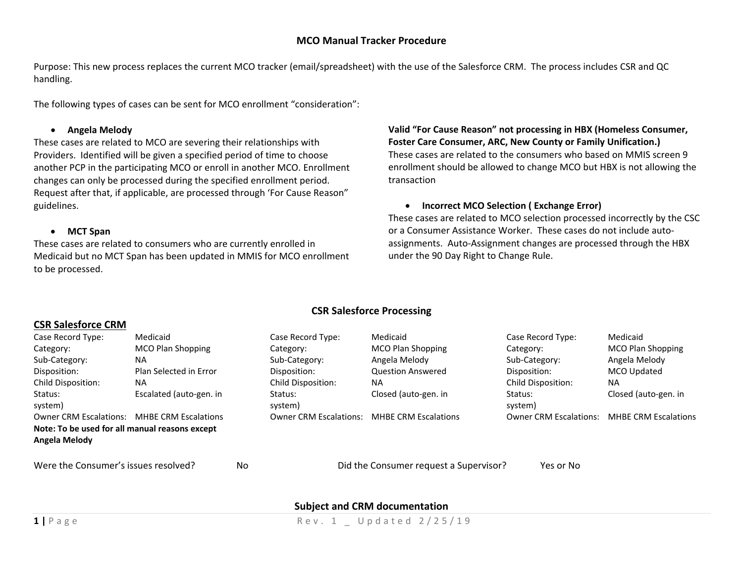# MCO Manual Tracker Procedure

Purpose: This new process replaces the current MCO tracker (email/spreadsheet) with the use of the Salesforce CRM. The process includes CSR and QC handling.

The following types of cases can be sent for MCO enrollment "consideration":

- **Angela Melody**

These cases are related to MCO are severing their relationships with Providers. Identified will be given a specified period of time to choose another PCP in the participating MCO or enroll in another MCO. Enrollment changes can only be processed during the specified enrollment period. Request after that, if applicable, are processed through 'For Cause Reason" guidelines.

- **MCT Span**

These cases are related to consumers who are currently enrolled in Medicaid but no MCT Span has been updated in MMIS for MCO enrollment to be processed.

**Valid "For Cause Reason" not processing in HBX (Homeless Consumer, Foster Care Consumer, ARC, New County or Family Unification.)**

These cases are related to the consumers who based on MMIS screen 9 enrollment should be allowed to change MCO but HBX is not allowing the transaction

- **Incorrect MCO Selection ( Exchange Error)**

These cases are related to MCO selection processed incorrectly by the CSC or a Consumer Assistance Worker. These cases do not include auto-assignments. Auto-Assignment changes are processed through the HBX under the 90 Day Right to Change Rule.

## CSR Salesforce Processing

### CSR Salesforce CRM

| | |
|---|---|
| Case Record Type: | Medicaid |
| Category: | MCO Plan Shopping |
| Sub-Category: | NA |
| Disposition: | Plan Selected in Error |
| Child Disposition: | NA |
| Status: | Escalated (auto-gen. in system) |
| Owner CRM Escalations: | MHBE CRM Escalations |

**Note: To be used for all manual reasons except Angela Melody**

| | |
|---|---|
| Case Record Type: | Medicaid |
| Category: | MCO Plan Shopping |
| Sub-Category: | Angela Melody |
| Disposition: | Question Answered |
| Child Disposition: | NA |
| Status: | Closed (auto-gen. in system) |
| Owner CRM Escalations: | MHBE CRM Escalations |

| | |
|---|---|
| Case Record Type: | Medicaid |
| Category: | MCO Plan Shopping |
| Sub-Category: | Angela Melody |
| Disposition: | MCO Updated |
| Child Disposition: | NA |
| Status: | Closed (auto-gen. in system) |
| Owner CRM Escalations: | MHBE CRM Escalations |

Were the Consumer's issues resolved? No

Did the Consumer request a Supervisor? Yes or No

## Subject and CRM documentation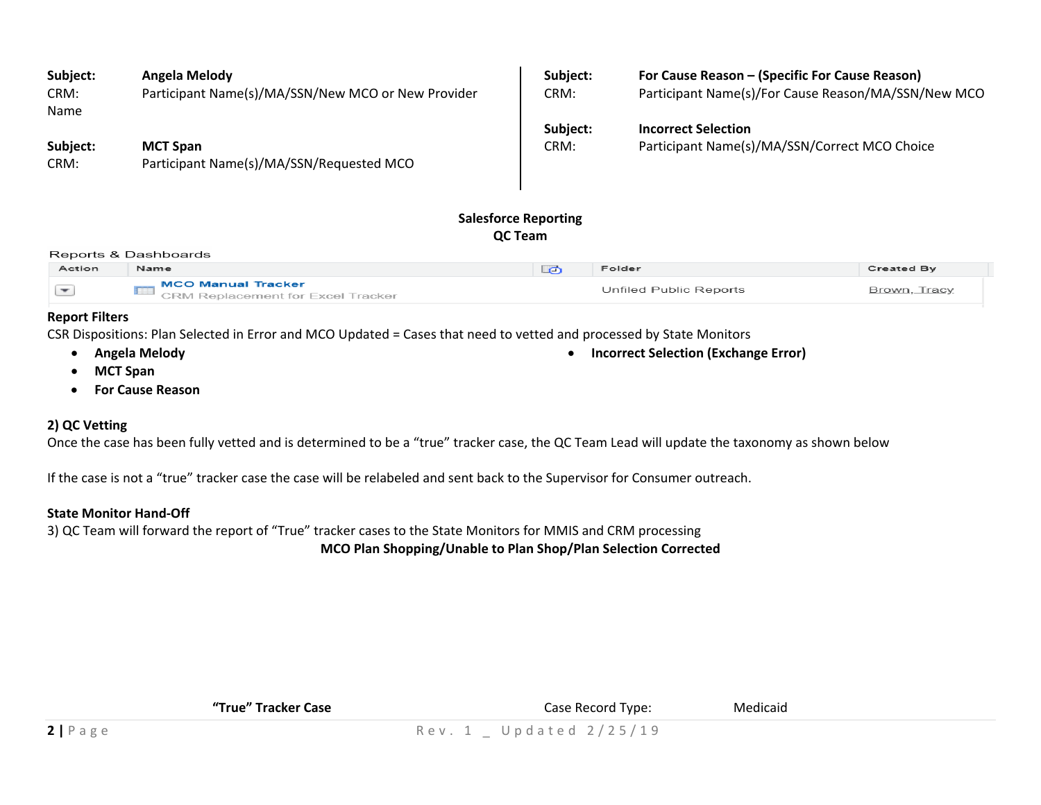**Subject:** **Angela Melody**
CRM: Name — Participant Name(s)/MA/SSN/New MCO or New Provider

**Subject:** **MCT Span**
CRM: Participant Name(s)/MA/SSN/Requested MCO

**Subject:** **For Cause Reason – (Specific For Cause Reason)**
CRM: Participant Name(s)/For Cause Reason/MA/SSN/New MCO

**Subject:** **Incorrect Selection**
CRM: Participant Name(s)/MA/SSN/Correct MCO Choice

**Salesforce Reporting**
**QC Team**

Reports & Dashboards

| Action | Name | | Folder | Created By |
|---|---|---|---|---|
| ▾ | MCO Manual Tracker<br>CRM Replacement for Excel Tracker | | Unfiled Public Reports | Brown, Tracy |

**Report Filters**

CSR Dispositions: Plan Selected in Error and MCO Updated = Cases that need to vetted and processed by State Monitors

- **Angela Melody**
- **MCT Span**
- **For Cause Reason**
- **Incorrect Selection (Exchange Error)**

**2) QC Vetting**

Once the case has been fully vetted and is determined to be a "true" tracker case, the QC Team Lead will update the taxonomy as shown below

If the case is not a "true" tracker case the case will be relabeled and sent back to the Supervisor for Consumer outreach.

**State Monitor Hand-Off**

3) QC Team will forward the report of "True" tracker cases to the State Monitors for MMIS and CRM processing

**MCO Plan Shopping/Unable to Plan Shop/Plan Selection Corrected**

**"True" Tracker Case** — Case Record Type: Medicaid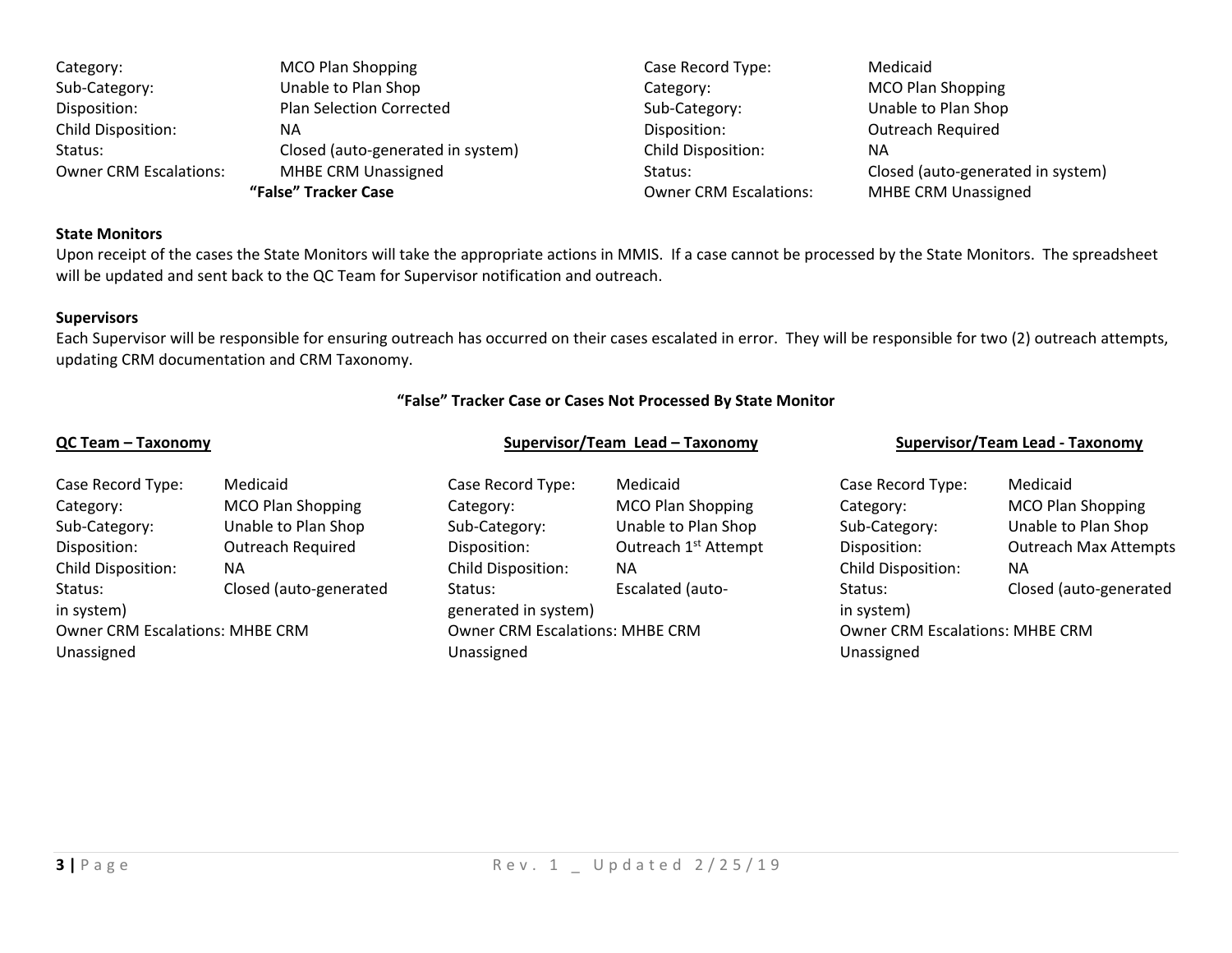| | |
|---|---|
| Category: | MCO Plan Shopping |
| Sub-Category: | Unable to Plan Shop |
| Disposition: | Plan Selection Corrected |
| Child Disposition: | NA |
| Status: | Closed (auto-generated in system) |
| Owner CRM Escalations: | MHBE CRM Unassigned |

**"False" Tracker Case**

| | |
|---|---|
| Case Record Type: | Medicaid |
| Category: | MCO Plan Shopping |
| Sub-Category: | Unable to Plan Shop |
| Disposition: | Outreach Required |
| Child Disposition: | NA |
| Status: | Closed (auto-generated in system) |
| Owner CRM Escalations: | MHBE CRM Unassigned |

**State Monitors**

Upon receipt of the cases the State Monitors will take the appropriate actions in MMIS. If a case cannot be processed by the State Monitors. The spreadsheet will be updated and sent back to the QC Team for Supervisor notification and outreach.

**Supervisors**

Each Supervisor will be responsible for ensuring outreach has occurred on their cases escalated in error. They will be responsible for two (2) outreach attempts, updating CRM documentation and CRM Taxonomy.

**"False" Tracker Case or Cases Not Processed By State Monitor**

**<u>QC Team – Taxonomy</u>**

| | |
|---|---|
| Case Record Type: | Medicaid |
| Category: | MCO Plan Shopping |
| Sub-Category: | Unable to Plan Shop |
| Disposition: | Outreach Required |
| Child Disposition: | NA |
| Status: | Closed (auto-generated in system) |
| Owner CRM Escalations: | MHBE CRM Unassigned |

**<u>Supervisor/Team Lead – Taxonomy</u>**

| | |
|---|---|
| Case Record Type: | Medicaid |
| Category: | MCO Plan Shopping |
| Sub-Category: | Unable to Plan Shop |
| Disposition: | Outreach 1st Attempt |
| Child Disposition: | NA |
| Status: | Escalated (auto-generated in system) |
| Owner CRM Escalations: | MHBE CRM Unassigned |

**<u>Supervisor/Team Lead - Taxonomy</u>**

| | |
|---|---|
| Case Record Type: | Medicaid |
| Category: | MCO Plan Shopping |
| Sub-Category: | Unable to Plan Shop |
| Disposition: | Outreach Max Attempts |
| Child Disposition: | NA |
| Status: | Closed (auto-generated in system) |
| Owner CRM Escalations: | MHBE CRM Unassigned |